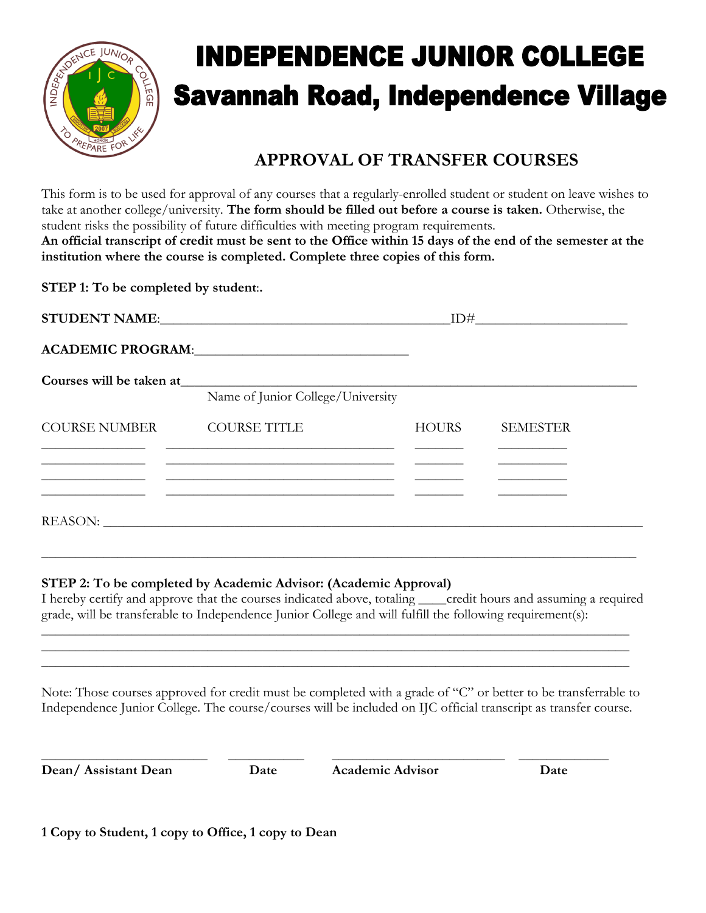# INDEPENDENCE JUNIOR COLLEGE
# Savannah Road, Independence Village

## APPROVAL OF TRANSFER COURSES

This form is to be used for approval of any courses that a regularly-enrolled student or student on leave wishes to take at another college/university. **The form should be filled out before a course is taken.** Otherwise, the student risks the possibility of future difficulties with meeting program requirements.
**An official transcript of credit must be sent to the Office within 15 days of the end of the semester at the institution where the course is completed. Complete three copies of this form.**

**STEP 1: To be completed by student:.**

**STUDENT NAME**:__________________________________________ID#______________________

**ACADEMIC PROGRAM**:________________________________

**Courses will be taken at**______________________________________________________________________
Name of Junior College/University

| COURSE NUMBER | COURSE TITLE | HOURS | SEMESTER |
|---|---|---|---|
| _______________ | __________________________________ | _______ | __________ |
| _______________ | __________________________________ | _______ | __________ |
| _______________ | __________________________________ | _______ | __________ |

REASON: ________________________________________________________________________________

________________________________________________________________________________________

**STEP 2: To be completed by Academic Advisor: (Academic Approval)**
I hereby certify and approve that the courses indicated above, totaling ____credit hours and assuming a required grade, will be transferable to Independence Junior College and will fulfill the following requirement(s):
________________________________________________________________________________________
________________________________________________________________________________________
________________________________________________________________________________________

Note: Those courses approved for credit must be completed with a grade of "C" or better to be transferrable to Independence Junior College. The course/courses will be included on IJC official transcript as transfer course.

_________________________ ___________ _________________________ _____________
**Dean/ Assistant Dean** **Date** **Academic Advisor** **Date**

**1 Copy to Student, 1 copy to Office, 1 copy to Dean**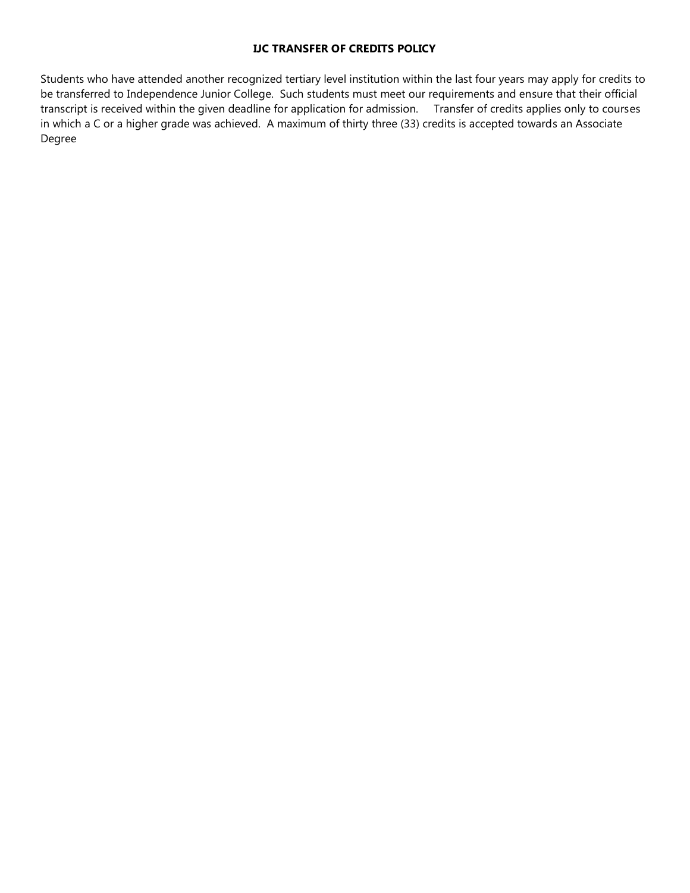# IJC TRANSFER OF CREDITS POLICY

Students who have attended another recognized tertiary level institution within the last four years may apply for credits to be transferred to Independence Junior College. Such students must meet our requirements and ensure that their official transcript is received within the given deadline for application for admission. Transfer of credits applies only to courses in which a C or a higher grade was achieved. A maximum of thirty three (33) credits is accepted towards an Associate Degree